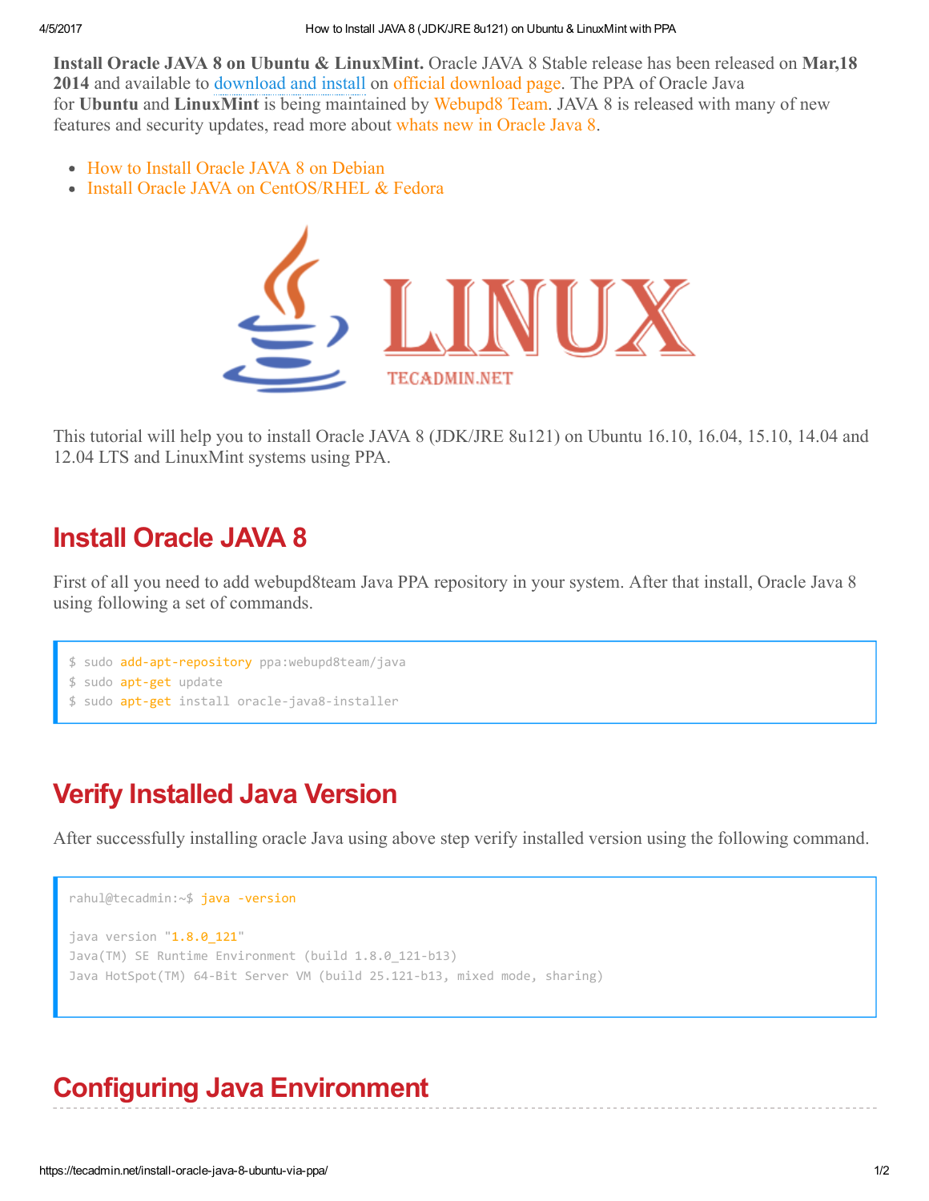**Install Oracle JAVA 8 on Ubuntu & LinuxMint.** Oracle JAVA 8 Stable release has been released on **Mar,18 2014** and available to download and install on official download page. The PPA of Oracle Java for **Ubuntu** and **LinuxMint** is being maintained by Webupd8 Team. JAVA 8 is released with many of new features and security updates, read more about whats new in Oracle Java 8.

- How to Install Oracle JAVA 8 on Debian
- Install Oracle JAVA on CentOS/RHEL & Fedora

This tutorial will help you to install Oracle JAVA 8 (JDK/JRE 8u121) on Ubuntu 16.10, 16.04, 15.10, 14.04 and 12.04 LTS and LinuxMint systems using PPA.

## Install Oracle JAVA 8

First of all you need to add webupd8team Java PPA repository in your system. After that install, Oracle Java 8 using following a set of commands.

```
$ sudo add-apt-repository ppa:webupd8team/java
$ sudo apt-get update
$ sudo apt-get install oracle-java8-installer
```

## Verify Installed Java Version

After successfully installing oracle Java using above step verify installed version using the following command.

```
rahul@tecadmin:~$ java -version

java version "1.8.0_121"
Java(TM) SE Runtime Environment (build 1.8.0_121-b13)
Java HotSpot(TM) 64-Bit Server VM (build 25.121-b13, mixed mode, sharing)
```

## Configuring Java Environment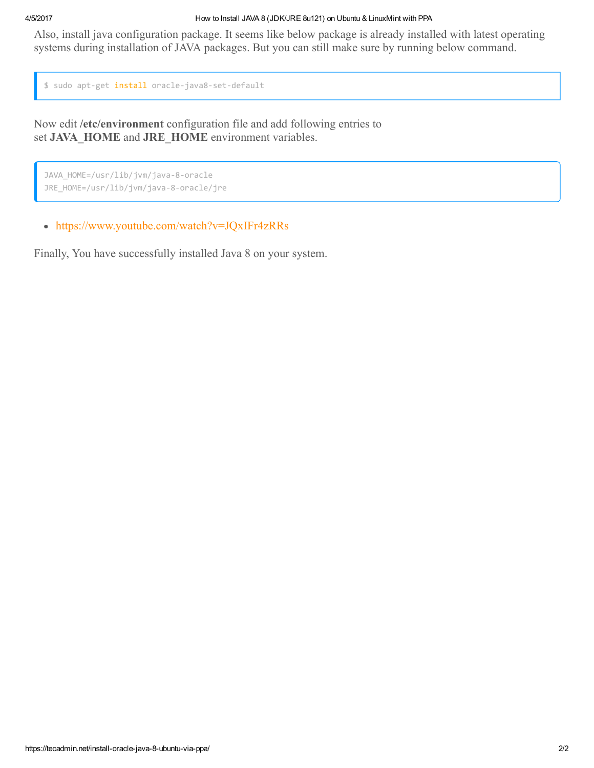Also, install java configuration package. It seems like below package is already installed with latest operating systems during installation of JAVA packages. But you can still make sure by running below command.

```
$ sudo apt-get install oracle-java8-set-default
```

Now edit **/etc/environment** configuration file and add following entries to set **JAVA_HOME** and **JRE_HOME** environment variables.

```
JAVA_HOME=/usr/lib/jvm/java-8-oracle
JRE_HOME=/usr/lib/jvm/java-8-oracle/jre
```

- https://www.youtube.com/watch?v=JQxIFr4zRRs

Finally, You have successfully installed Java 8 on your system.